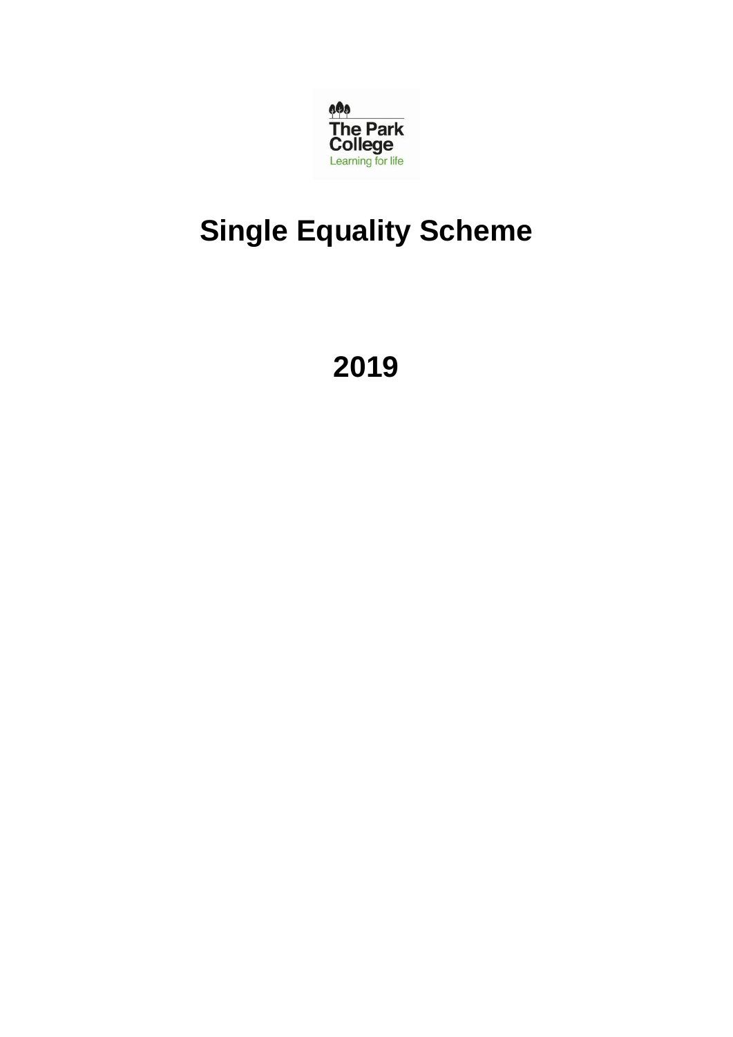The Park College

Learning for life

# Single Equality Scheme

# 2019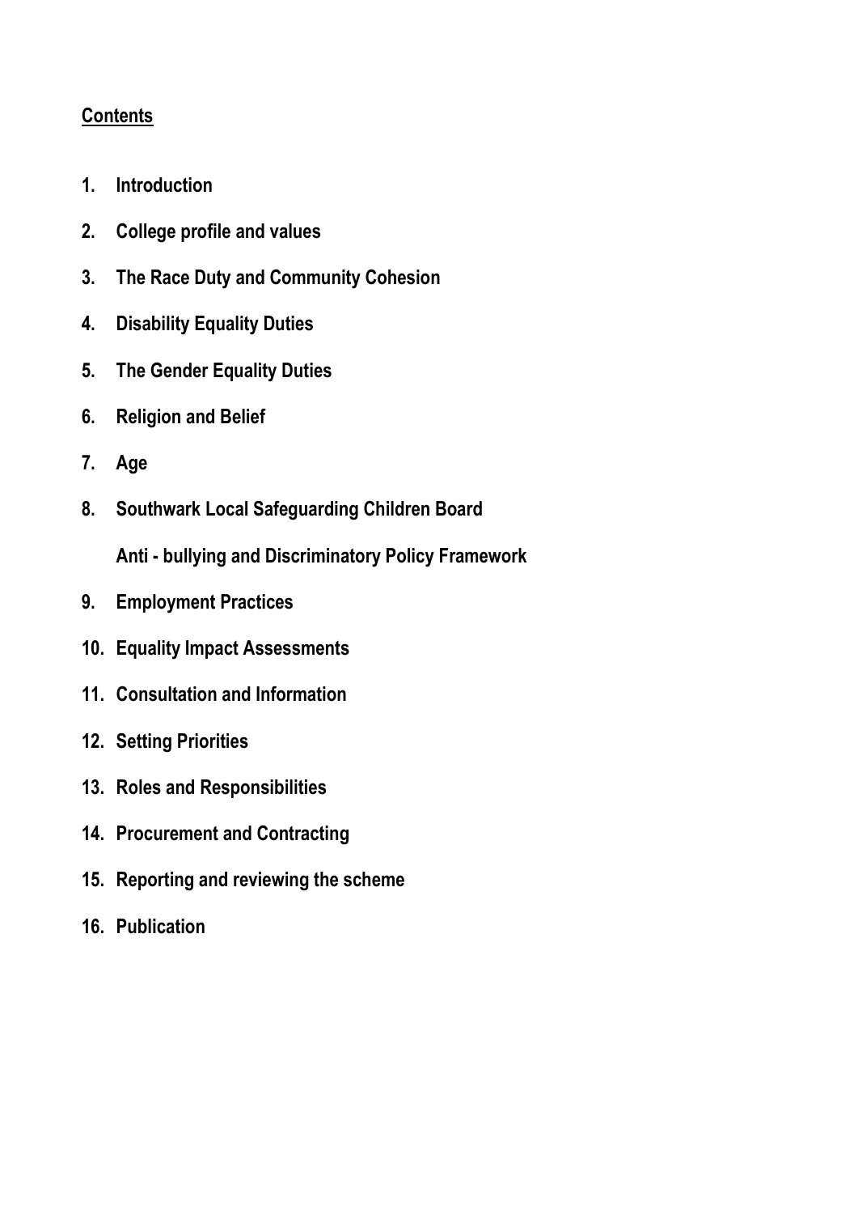## Contents

1. **Introduction**
2. **College profile and values**
3. **The Race Duty and Community Cohesion**
4. **Disability Equality Duties**
5. **The Gender Equality Duties**
6. **Religion and Belief**
7. **Age**
8. **Southwark Local Safeguarding Children Board**

   **Anti - bullying and Discriminatory Policy Framework**
9. **Employment Practices**
10. **Equality Impact Assessments**
11. **Consultation and Information**
12. **Setting Priorities**
13. **Roles and Responsibilities**
14. **Procurement and Contracting**
15. **Reporting and reviewing the scheme**
16. **Publication**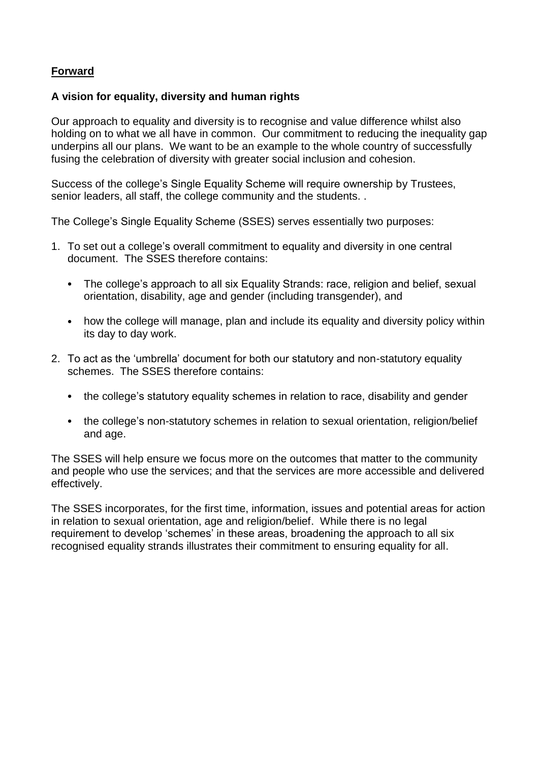## **Forward**

### **A vision for equality, diversity and human rights**

Our approach to equality and diversity is to recognise and value difference whilst also holding on to what we all have in common. Our commitment to reducing the inequality gap underpins all our plans. We want to be an example to the whole country of successfully fusing the celebration of diversity with greater social inclusion and cohesion.

Success of the college's Single Equality Scheme will require ownership by Trustees, senior leaders, all staff, the college community and the students. .

The College's Single Equality Scheme (SSES) serves essentially two purposes:

1. To set out a college's overall commitment to equality and diversity in one central document. The SSES therefore contains:
   - The college's approach to all six Equality Strands: race, religion and belief, sexual orientation, disability, age and gender (including transgender), and
   - how the college will manage, plan and include its equality and diversity policy within its day to day work.
2. To act as the 'umbrella' document for both our statutory and non-statutory equality schemes. The SSES therefore contains:
   - the college's statutory equality schemes in relation to race, disability and gender
   - the college's non-statutory schemes in relation to sexual orientation, religion/belief and age.

The SSES will help ensure we focus more on the outcomes that matter to the community and people who use the services; and that the services are more accessible and delivered effectively.

The SSES incorporates, for the first time, information, issues and potential areas for action in relation to sexual orientation, age and religion/belief. While there is no legal requirement to develop 'schemes' in these areas, broadening the approach to all six recognised equality strands illustrates their commitment to ensuring equality for all.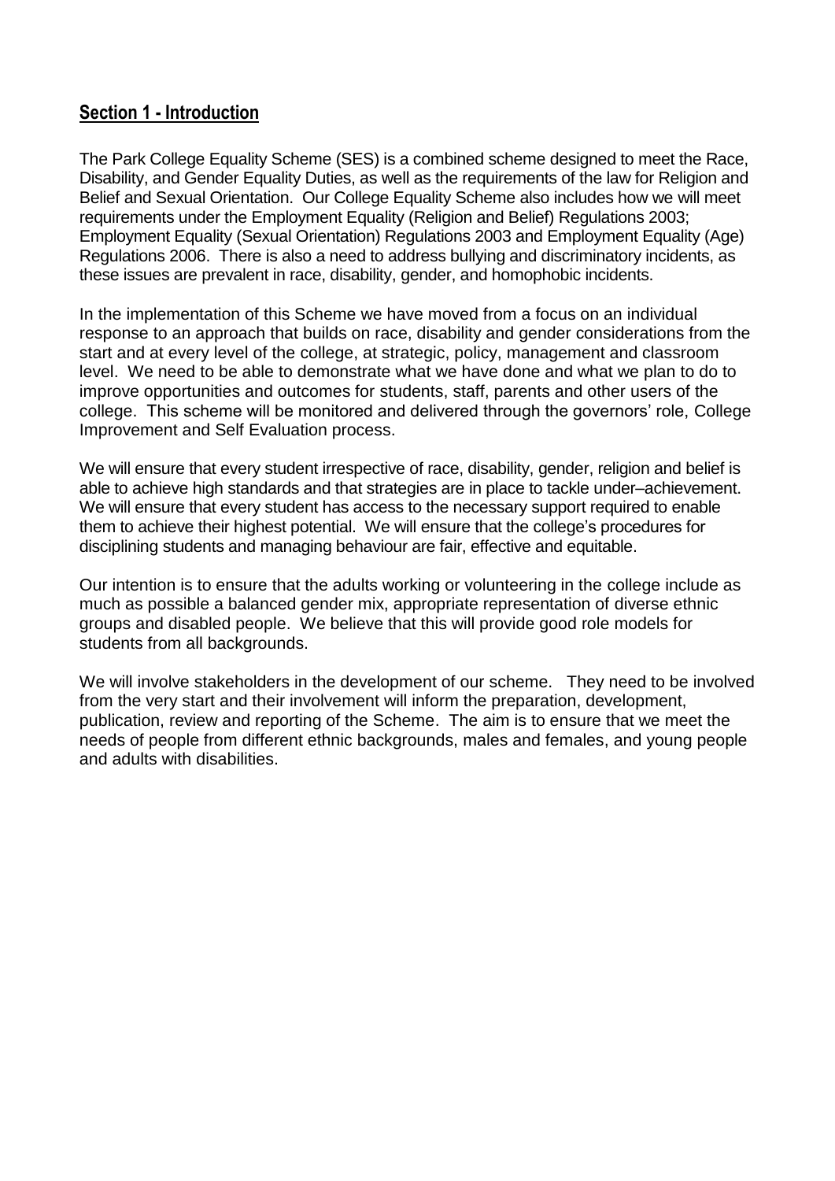## Section 1 - Introduction

The Park College Equality Scheme (SES) is a combined scheme designed to meet the Race, Disability, and Gender Equality Duties, as well as the requirements of the law for Religion and Belief and Sexual Orientation. Our College Equality Scheme also includes how we will meet requirements under the Employment Equality (Religion and Belief) Regulations 2003; Employment Equality (Sexual Orientation) Regulations 2003 and Employment Equality (Age) Regulations 2006. There is also a need to address bullying and discriminatory incidents, as these issues are prevalent in race, disability, gender, and homophobic incidents.

In the implementation of this Scheme we have moved from a focus on an individual response to an approach that builds on race, disability and gender considerations from the start and at every level of the college, at strategic, policy, management and classroom level. We need to be able to demonstrate what we have done and what we plan to do to improve opportunities and outcomes for students, staff, parents and other users of the college. This scheme will be monitored and delivered through the governors' role, College Improvement and Self Evaluation process.

We will ensure that every student irrespective of race, disability, gender, religion and belief is able to achieve high standards and that strategies are in place to tackle under–achievement. We will ensure that every student has access to the necessary support required to enable them to achieve their highest potential. We will ensure that the college's procedures for disciplining students and managing behaviour are fair, effective and equitable.

Our intention is to ensure that the adults working or volunteering in the college include as much as possible a balanced gender mix, appropriate representation of diverse ethnic groups and disabled people. We believe that this will provide good role models for students from all backgrounds.

We will involve stakeholders in the development of our scheme. They need to be involved from the very start and their involvement will inform the preparation, development, publication, review and reporting of the Scheme. The aim is to ensure that we meet the needs of people from different ethnic backgrounds, males and females, and young people and adults with disabilities.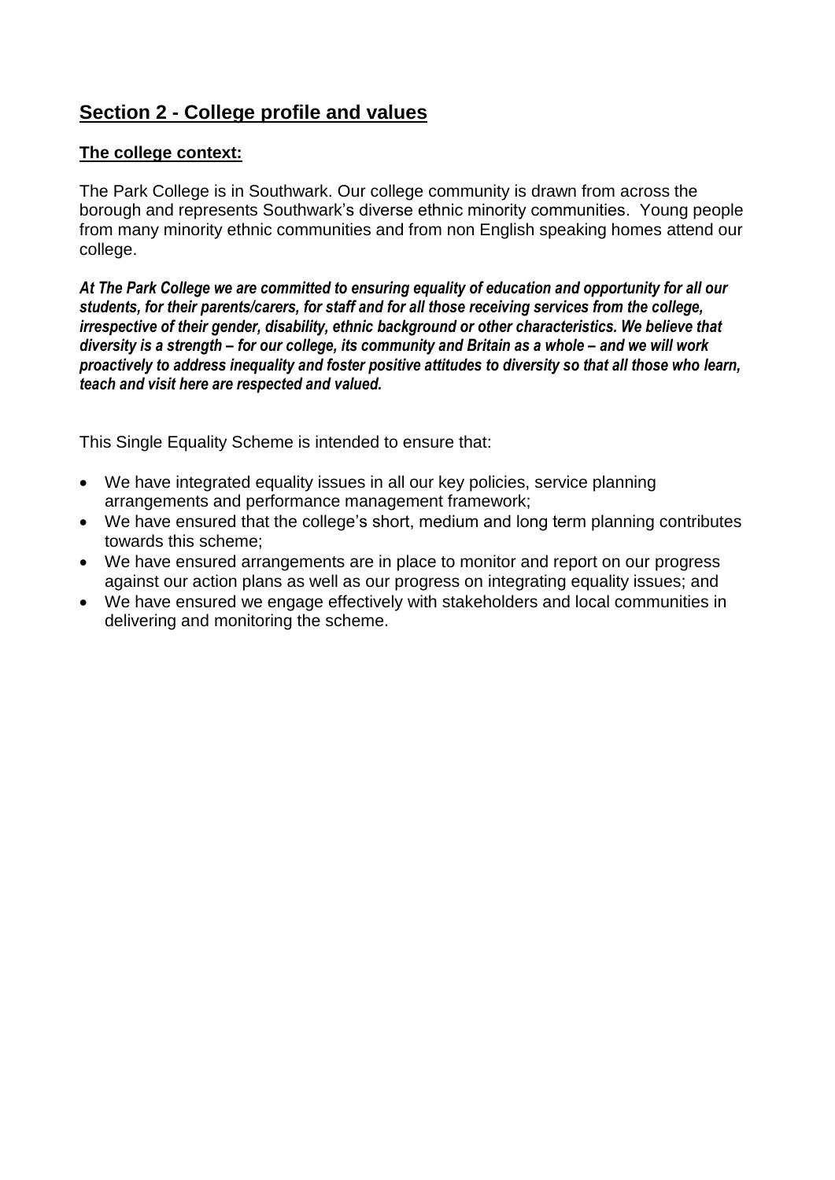## Section 2 - College profile and values

### The college context:

The Park College is in Southwark. Our college community is drawn from across the borough and represents Southwark's diverse ethnic minority communities. Young people from many minority ethnic communities and from non English speaking homes attend our college.

***At The Park College we are committed to ensuring equality of education and opportunity for all our students, for their parents/carers, for staff and for all those receiving services from the college, irrespective of their gender, disability, ethnic background or other characteristics. We believe that diversity is a strength – for our college, its community and Britain as a whole – and we will work proactively to address inequality and foster positive attitudes to diversity so that all those who learn, teach and visit here are respected and valued.***

This Single Equality Scheme is intended to ensure that:

- We have integrated equality issues in all our key policies, service planning arrangements and performance management framework;
- We have ensured that the college's short, medium and long term planning contributes towards this scheme;
- We have ensured arrangements are in place to monitor and report on our progress against our action plans as well as our progress on integrating equality issues; and
- We have ensured we engage effectively with stakeholders and local communities in delivering and monitoring the scheme.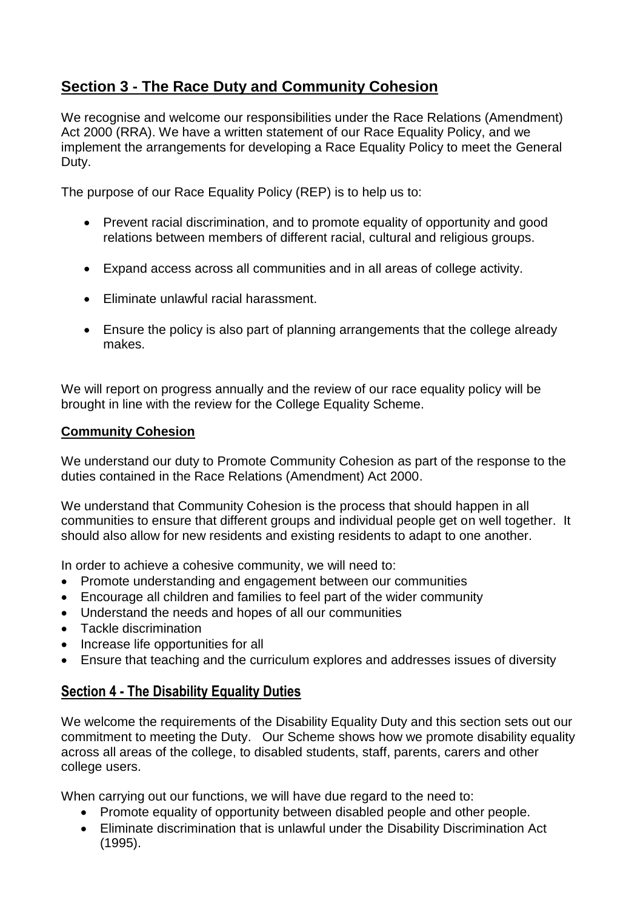## Section 3 - The Race Duty and Community Cohesion

We recognise and welcome our responsibilities under the Race Relations (Amendment) Act 2000 (RRA). We have a written statement of our Race Equality Policy, and we implement the arrangements for developing a Race Equality Policy to meet the General Duty.

The purpose of our Race Equality Policy (REP) is to help us to:

- Prevent racial discrimination, and to promote equality of opportunity and good relations between members of different racial, cultural and religious groups.
- Expand access across all communities and in all areas of college activity.
- Eliminate unlawful racial harassment.
- Ensure the policy is also part of planning arrangements that the college already makes.

We will report on progress annually and the review of our race equality policy will be brought in line with the review for the College Equality Scheme.

### Community Cohesion

We understand our duty to Promote Community Cohesion as part of the response to the duties contained in the Race Relations (Amendment) Act 2000.

We understand that Community Cohesion is the process that should happen in all communities to ensure that different groups and individual people get on well together. It should also allow for new residents and existing residents to adapt to one another.

In order to achieve a cohesive community, we will need to:

- Promote understanding and engagement between our communities
- Encourage all children and families to feel part of the wider community
- Understand the needs and hopes of all our communities
- Tackle discrimination
- Increase life opportunities for all
- Ensure that teaching and the curriculum explores and addresses issues of diversity

## Section 4 - The Disability Equality Duties

We welcome the requirements of the Disability Equality Duty and this section sets out our commitment to meeting the Duty. Our Scheme shows how we promote disability equality across all areas of the college, to disabled students, staff, parents, carers and other college users.

When carrying out our functions, we will have due regard to the need to:

- Promote equality of opportunity between disabled people and other people.
- Eliminate discrimination that is unlawful under the Disability Discrimination Act (1995).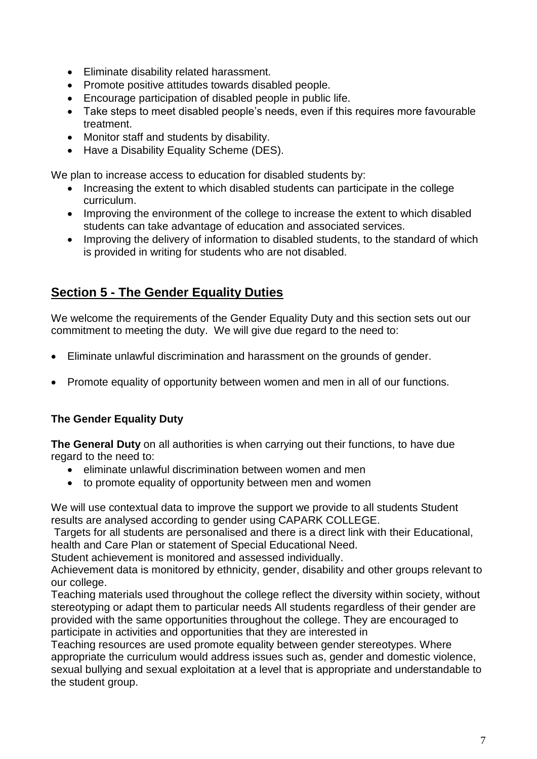- Eliminate disability related harassment.
- Promote positive attitudes towards disabled people.
- Encourage participation of disabled people in public life.
- Take steps to meet disabled people's needs, even if this requires more favourable treatment.
- Monitor staff and students by disability.
- Have a Disability Equality Scheme (DES).

We plan to increase access to education for disabled students by:

- Increasing the extent to which disabled students can participate in the college curriculum.
- Improving the environment of the college to increase the extent to which disabled students can take advantage of education and associated services.
- Improving the delivery of information to disabled students, to the standard of which is provided in writing for students who are not disabled.

## Section 5 - The Gender Equality Duties

We welcome the requirements of the Gender Equality Duty and this section sets out our commitment to meeting the duty. We will give due regard to the need to:

- Eliminate unlawful discrimination and harassment on the grounds of gender.
- Promote equality of opportunity between women and men in all of our functions.

### The Gender Equality Duty

**The General Duty** on all authorities is when carrying out their functions, to have due regard to the need to:

- eliminate unlawful discrimination between women and men
- to promote equality of opportunity between men and women

We will use contextual data to improve the support we provide to all students Student results are analysed according to gender using CAPARK COLLEGE.

Targets for all students are personalised and there is a direct link with their Educational, health and Care Plan or statement of Special Educational Need.

Student achievement is monitored and assessed individually.

Achievement data is monitored by ethnicity, gender, disability and other groups relevant to our college.

Teaching materials used throughout the college reflect the diversity within society, without stereotyping or adapt them to particular needs All students regardless of their gender are provided with the same opportunities throughout the college. They are encouraged to participate in activities and opportunities that they are interested in

Teaching resources are used promote equality between gender stereotypes. Where appropriate the curriculum would address issues such as, gender and domestic violence, sexual bullying and sexual exploitation at a level that is appropriate and understandable to the student group.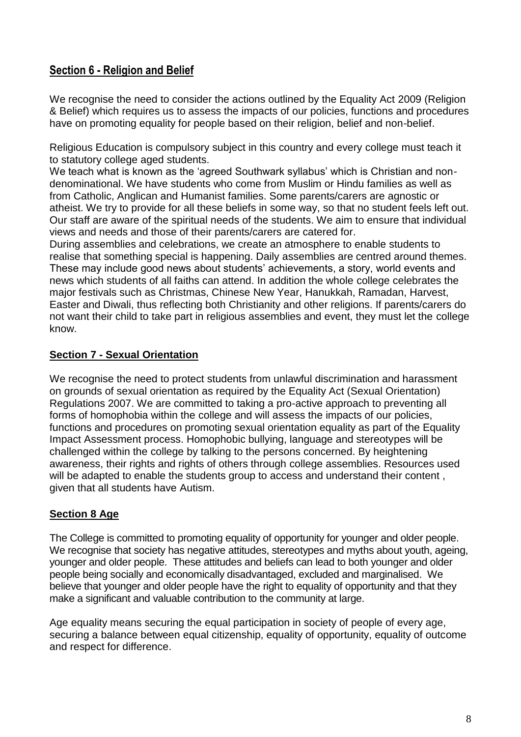## Section 6 - Religion and Belief

We recognise the need to consider the actions outlined by the Equality Act 2009 (Religion & Belief) which requires us to assess the impacts of our policies, functions and procedures have on promoting equality for people based on their religion, belief and non-belief.

Religious Education is compulsory subject in this country and every college must teach it to statutory college aged students.
We teach what is known as the 'agreed Southwark syllabus' which is Christian and non-denominational. We have students who come from Muslim or Hindu families as well as from Catholic, Anglican and Humanist families. Some parents/carers are agnostic or atheist. We try to provide for all these beliefs in some way, so that no student feels left out. Our staff are aware of the spiritual needs of the students. We aim to ensure that individual views and needs and those of their parents/carers are catered for.
During assemblies and celebrations, we create an atmosphere to enable students to realise that something special is happening. Daily assemblies are centred around themes. These may include good news about students' achievements, a story, world events and news which students of all faiths can attend. In addition the whole college celebrates the major festivals such as Christmas, Chinese New Year, Hanukkah, Ramadan, Harvest, Easter and Diwali, thus reflecting both Christianity and other religions. If parents/carers do not want their child to take part in religious assemblies and event, they must let the college know.

## Section 7 - Sexual Orientation

We recognise the need to protect students from unlawful discrimination and harassment on grounds of sexual orientation as required by the Equality Act (Sexual Orientation) Regulations 2007. We are committed to taking a pro-active approach to preventing all forms of homophobia within the college and will assess the impacts of our policies, functions and procedures on promoting sexual orientation equality as part of the Equality Impact Assessment process. Homophobic bullying, language and stereotypes will be challenged within the college by talking to the persons concerned. By heightening awareness, their rights and rights of others through college assemblies. Resources used will be adapted to enable the students group to access and understand their content , given that all students have Autism.

## Section 8 Age

The College is committed to promoting equality of opportunity for younger and older people. We recognise that society has negative attitudes, stereotypes and myths about youth, ageing, younger and older people. These attitudes and beliefs can lead to both younger and older people being socially and economically disadvantaged, excluded and marginalised. We believe that younger and older people have the right to equality of opportunity and that they make a significant and valuable contribution to the community at large.

Age equality means securing the equal participation in society of people of every age, securing a balance between equal citizenship, equality of opportunity, equality of outcome and respect for difference.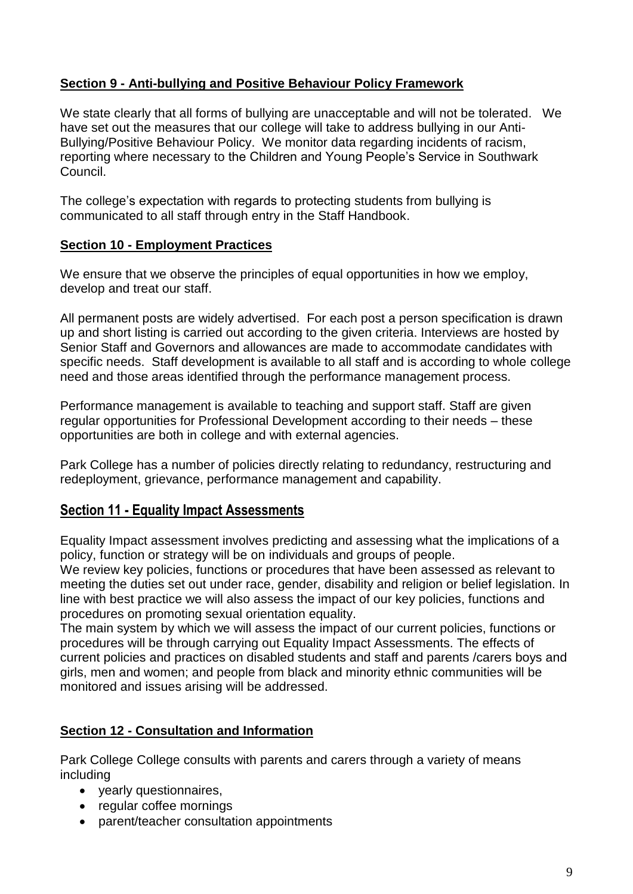## Section 9 - Anti-bullying and Positive Behaviour Policy Framework

We state clearly that all forms of bullying are unacceptable and will not be tolerated. We have set out the measures that our college will take to address bullying in our Anti-Bullying/Positive Behaviour Policy. We monitor data regarding incidents of racism, reporting where necessary to the Children and Young People's Service in Southwark Council.

The college's expectation with regards to protecting students from bullying is communicated to all staff through entry in the Staff Handbook.

## Section 10 - Employment Practices

We ensure that we observe the principles of equal opportunities in how we employ, develop and treat our staff.

All permanent posts are widely advertised. For each post a person specification is drawn up and short listing is carried out according to the given criteria. Interviews are hosted by Senior Staff and Governors and allowances are made to accommodate candidates with specific needs. Staff development is available to all staff and is according to whole college need and those areas identified through the performance management process.

Performance management is available to teaching and support staff. Staff are given regular opportunities for Professional Development according to their needs – these opportunities are both in college and with external agencies.

Park College has a number of policies directly relating to redundancy, restructuring and redeployment, grievance, performance management and capability.

## Section 11 - Equality Impact Assessments

Equality Impact assessment involves predicting and assessing what the implications of a policy, function or strategy will be on individuals and groups of people.
We review key policies, functions or procedures that have been assessed as relevant to meeting the duties set out under race, gender, disability and religion or belief legislation. In line with best practice we will also assess the impact of our key policies, functions and procedures on promoting sexual orientation equality.
The main system by which we will assess the impact of our current policies, functions or procedures will be through carrying out Equality Impact Assessments. The effects of current policies and practices on disabled students and staff and parents /carers boys and girls, men and women; and people from black and minority ethnic communities will be monitored and issues arising will be addressed.

## Section 12 - Consultation and Information

Park College College consults with parents and carers through a variety of means including

- yearly questionnaires,
- regular coffee mornings
- parent/teacher consultation appointments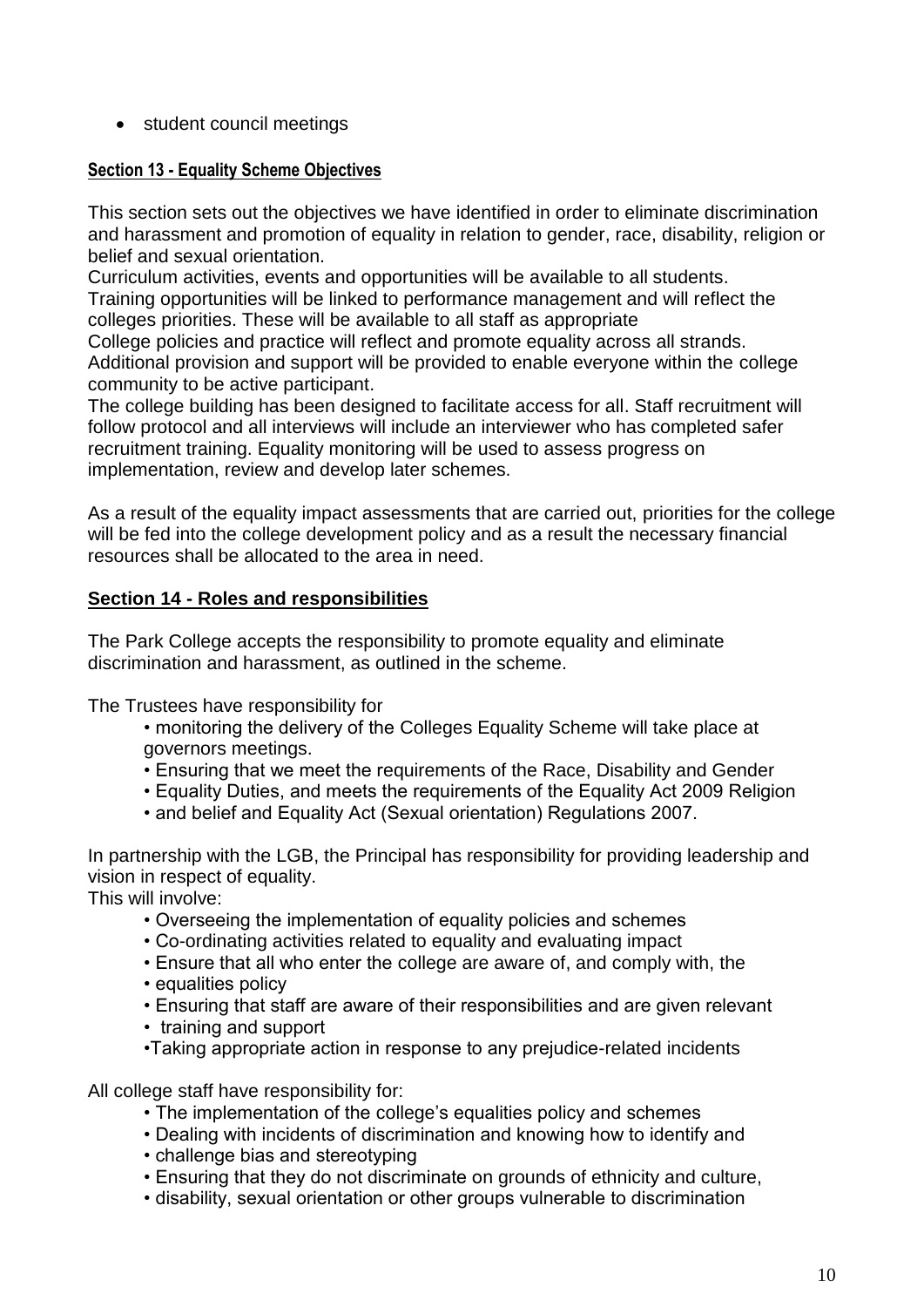- student council meetings

## Section 13 - Equality Scheme Objectives

This section sets out the objectives we have identified in order to eliminate discrimination and harassment and promotion of equality in relation to gender, race, disability, religion or belief and sexual orientation.
Curriculum activities, events and opportunities will be available to all students.
Training opportunities will be linked to performance management and will reflect the colleges priorities. These will be available to all staff as appropriate
College policies and practice will reflect and promote equality across all strands.
Additional provision and support will be provided to enable everyone within the college community to be active participant.
The college building has been designed to facilitate access for all. Staff recruitment will follow protocol and all interviews will include an interviewer who has completed safer recruitment training. Equality monitoring will be used to assess progress on implementation, review and develop later schemes.

As a result of the equality impact assessments that are carried out, priorities for the college will be fed into the college development policy and as a result the necessary financial resources shall be allocated to the area in need.

## Section 14 - Roles and responsibilities

The Park College accepts the responsibility to promote equality and eliminate discrimination and harassment, as outlined in the scheme.

The Trustees have responsibility for

- monitoring the delivery of the Colleges Equality Scheme will take place at governors meetings.
- Ensuring that we meet the requirements of the Race, Disability and Gender
- Equality Duties, and meets the requirements of the Equality Act 2009 Religion
- and belief and Equality Act (Sexual orientation) Regulations 2007.

In partnership with the LGB, the Principal has responsibility for providing leadership and vision in respect of equality.
This will involve:

- Overseeing the implementation of equality policies and schemes
- Co-ordinating activities related to equality and evaluating impact
- Ensure that all who enter the college are aware of, and comply with, the
- equalities policy
- Ensuring that staff are aware of their responsibilities and are given relevant
- training and support
- Taking appropriate action in response to any prejudice-related incidents

All college staff have responsibility for:

- The implementation of the college's equalities policy and schemes
- Dealing with incidents of discrimination and knowing how to identify and
- challenge bias and stereotyping
- Ensuring that they do not discriminate on grounds of ethnicity and culture,
- disability, sexual orientation or other groups vulnerable to discrimination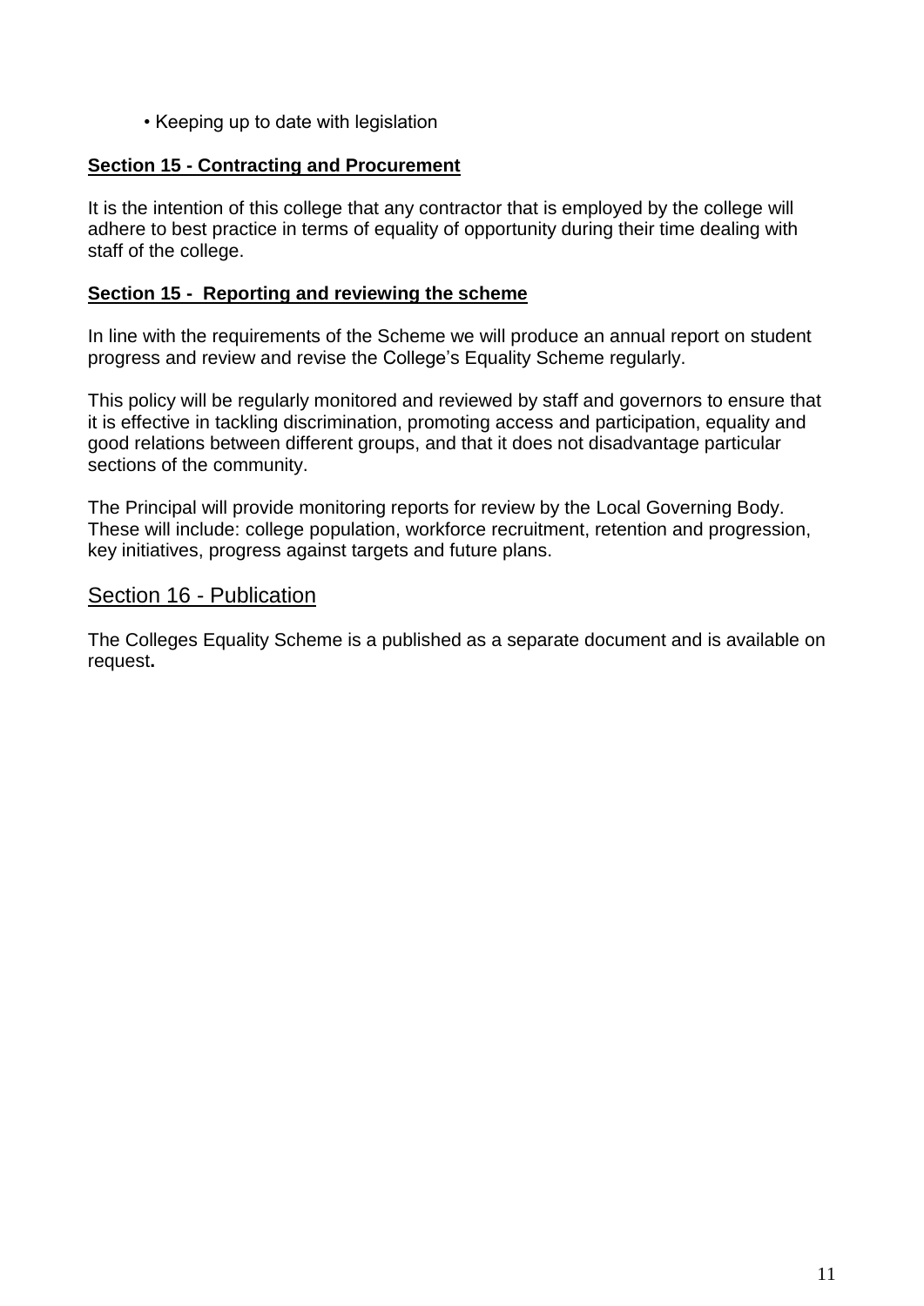- Keeping up to date with legislation

## Section 15 - Contracting and Procurement

It is the intention of this college that any contractor that is employed by the college will adhere to best practice in terms of equality of opportunity during their time dealing with staff of the college.

## Section 15 - Reporting and reviewing the scheme

In line with the requirements of the Scheme we will produce an annual report on student progress and review and revise the College's Equality Scheme regularly.

This policy will be regularly monitored and reviewed by staff and governors to ensure that it is effective in tackling discrimination, promoting access and participation, equality and good relations between different groups, and that it does not disadvantage particular sections of the community.

The Principal will provide monitoring reports for review by the Local Governing Body. These will include: college population, workforce recruitment, retention and progression, key initiatives, progress against targets and future plans.

## Section 16 - Publication

The Colleges Equality Scheme is a published as a separate document and is available on request**.**